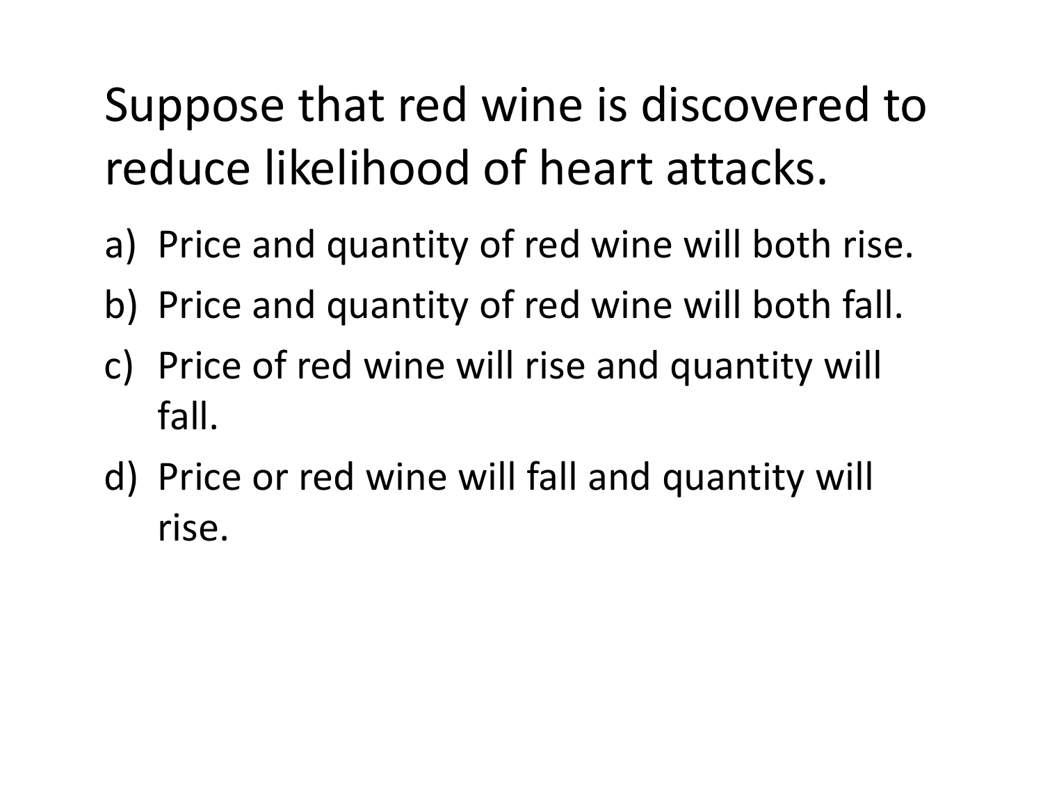# Suppose that red wine is discovered to reduce likelihood of heart attacks.

a) Price and quantity of red wine will both rise.
b) Price and quantity of red wine will both fall.
c) Price of red wine will rise and quantity will fall.
d) Price or red wine will fall and quantity will rise.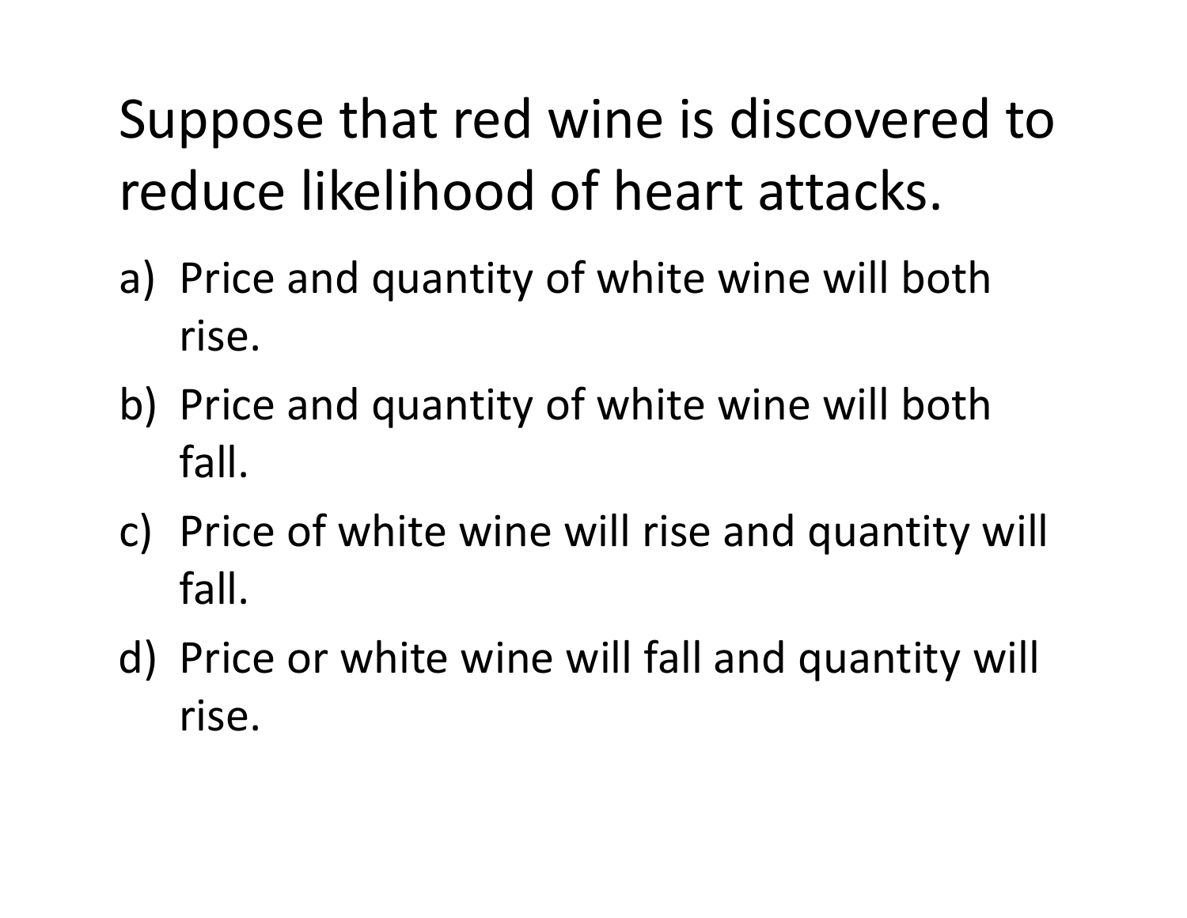# Suppose that red wine is discovered to reduce likelihood of heart attacks.

a) Price and quantity of white wine will both rise.
b) Price and quantity of white wine will both fall.
c) Price of white wine will rise and quantity will fall.
d) Price or white wine will fall and quantity will rise.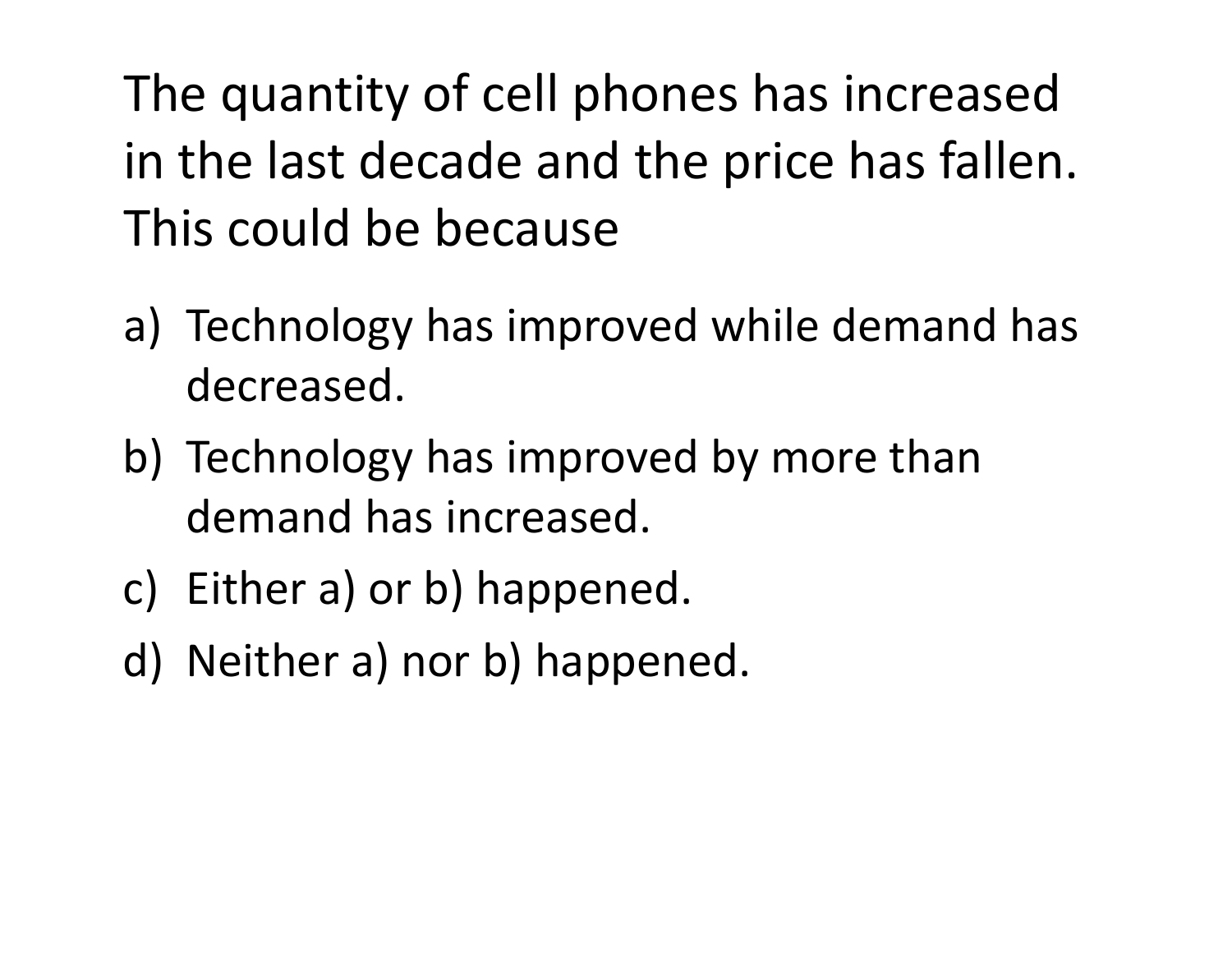The quantity of cell phones has increased in the last decade and the price has fallen. This could be because

a) Technology has improved while demand has decreased.
b) Technology has improved by more than demand has increased.
c) Either a) or b) happened.
d) Neither a) nor b) happened.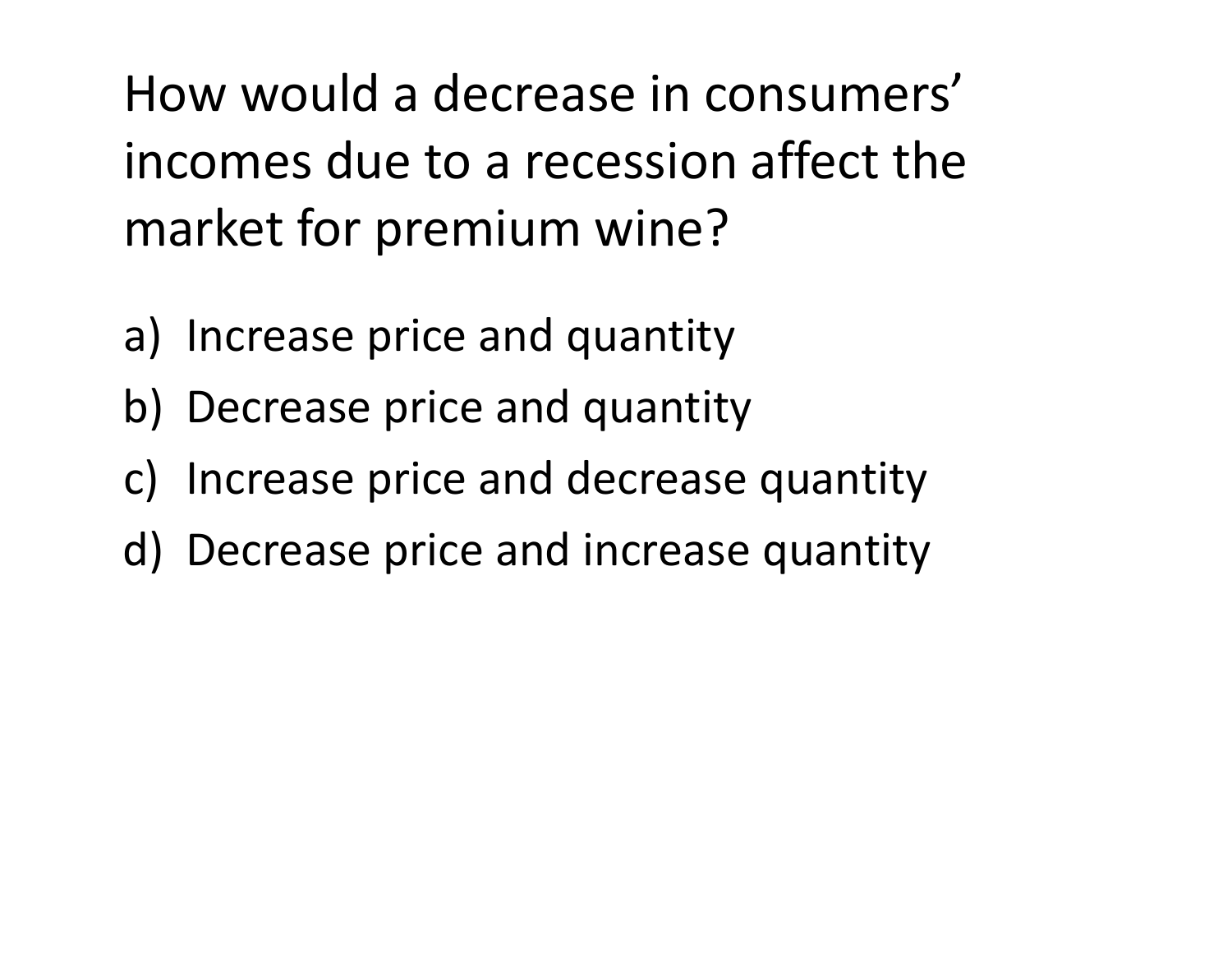How would a decrease in consumers' incomes due to a recession affect the market for premium wine?

a) Increase price and quantity
b) Decrease price and quantity
c) Increase price and decrease quantity
d) Decrease price and increase quantity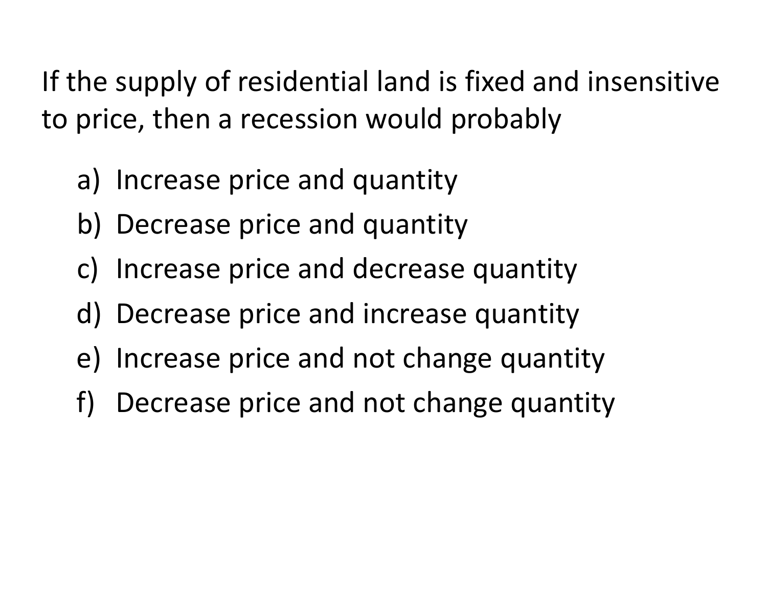If the supply of residential land is fixed and insensitive to price, then a recession would probably

a) Increase price and quantity
b) Decrease price and quantity
c) Increase price and decrease quantity
d) Decrease price and increase quantity
e) Increase price and not change quantity
f) Decrease price and not change quantity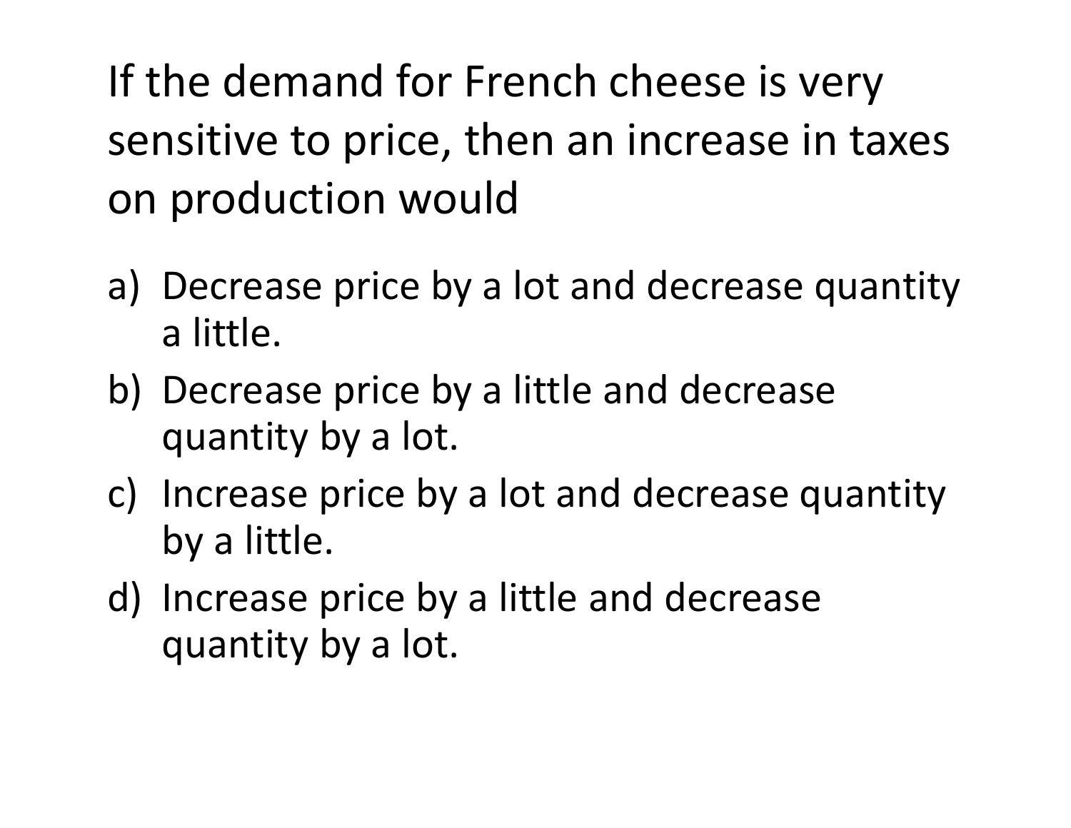If the demand for French cheese is very sensitive to price, then an increase in taxes on production would

a) Decrease price by a lot and decrease quantity a little.
b) Decrease price by a little and decrease quantity by a lot.
c) Increase price by a lot and decrease quantity by a little.
d) Increase price by a little and decrease quantity by a lot.